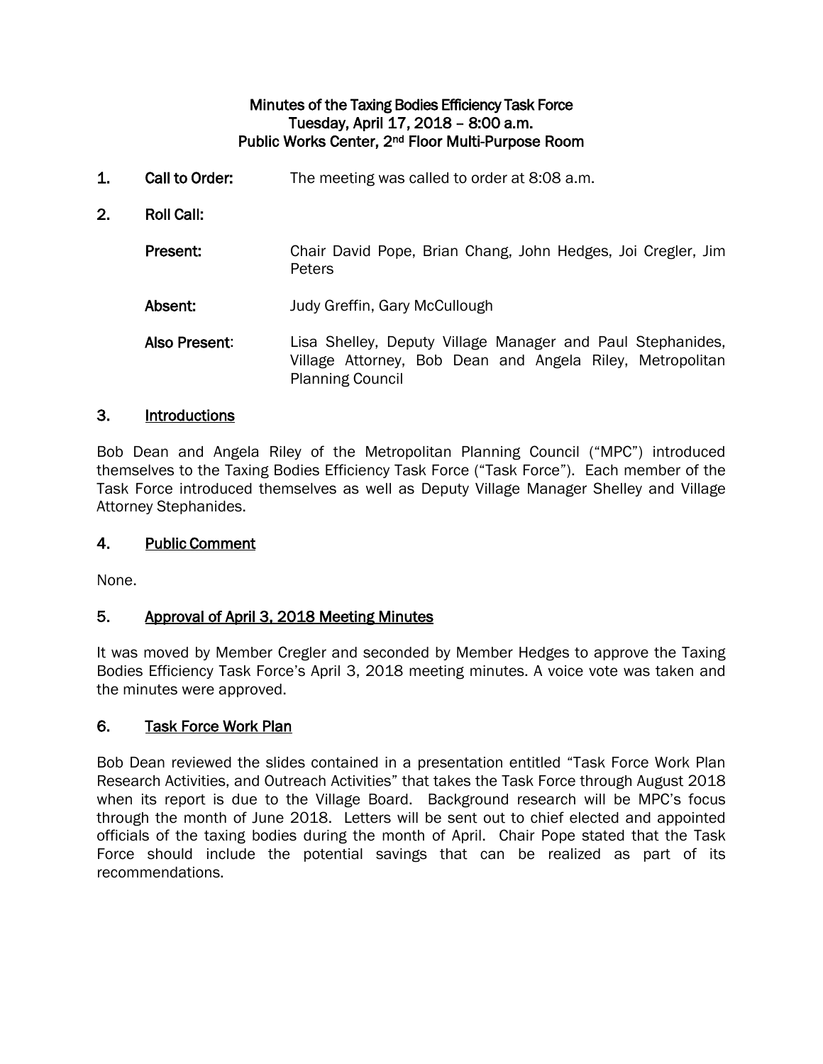**Minutes of the Taxing Bodies Efficiency Task Force**
**Tuesday, April 17, 2018 – 8:00 a.m.**
**Public Works Center, 2nd Floor Multi-Purpose Room**

**1. Call to Order:** The meeting was called to order at 8:08 a.m.

**2. Roll Call:**

**Present:** Chair David Pope, Brian Chang, John Hedges, Joi Cregler, Jim Peters

**Absent:** Judy Greffin, Gary McCullough

**Also Present:** Lisa Shelley, Deputy Village Manager and Paul Stephanides, Village Attorney, Bob Dean and Angela Riley, Metropolitan Planning Council

## 3. Introductions

Bob Dean and Angela Riley of the Metropolitan Planning Council ("MPC") introduced themselves to the Taxing Bodies Efficiency Task Force ("Task Force"). Each member of the Task Force introduced themselves as well as Deputy Village Manager Shelley and Village Attorney Stephanides.

## 4. Public Comment

None.

## 5. Approval of April 3, 2018 Meeting Minutes

It was moved by Member Cregler and seconded by Member Hedges to approve the Taxing Bodies Efficiency Task Force's April 3, 2018 meeting minutes. A voice vote was taken and the minutes were approved.

## 6. Task Force Work Plan

Bob Dean reviewed the slides contained in a presentation entitled "Task Force Work Plan Research Activities, and Outreach Activities" that takes the Task Force through August 2018 when its report is due to the Village Board. Background research will be MPC's focus through the month of June 2018. Letters will be sent out to chief elected and appointed officials of the taxing bodies during the month of April. Chair Pope stated that the Task Force should include the potential savings that can be realized as part of its recommendations.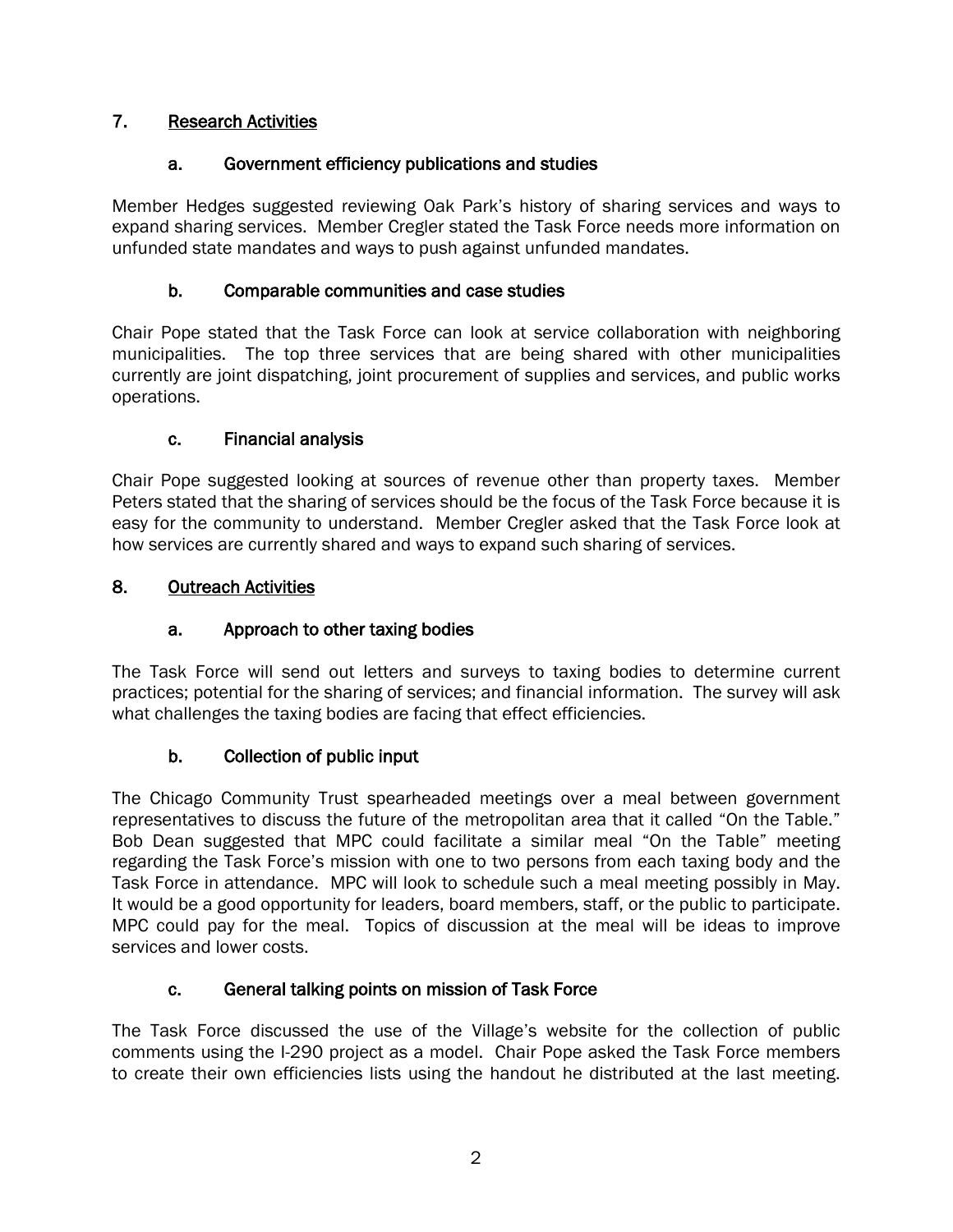## 7. Research Activities

### a. Government efficiency publications and studies

Member Hedges suggested reviewing Oak Park's history of sharing services and ways to expand sharing services. Member Cregler stated the Task Force needs more information on unfunded state mandates and ways to push against unfunded mandates.

### b. Comparable communities and case studies

Chair Pope stated that the Task Force can look at service collaboration with neighboring municipalities. The top three services that are being shared with other municipalities currently are joint dispatching, joint procurement of supplies and services, and public works operations.

### c. Financial analysis

Chair Pope suggested looking at sources of revenue other than property taxes. Member Peters stated that the sharing of services should be the focus of the Task Force because it is easy for the community to understand. Member Cregler asked that the Task Force look at how services are currently shared and ways to expand such sharing of services.

## 8. Outreach Activities

### a. Approach to other taxing bodies

The Task Force will send out letters and surveys to taxing bodies to determine current practices; potential for the sharing of services; and financial information. The survey will ask what challenges the taxing bodies are facing that effect efficiencies.

### b. Collection of public input

The Chicago Community Trust spearheaded meetings over a meal between government representatives to discuss the future of the metropolitan area that it called "On the Table." Bob Dean suggested that MPC could facilitate a similar meal "On the Table" meeting regarding the Task Force's mission with one to two persons from each taxing body and the Task Force in attendance. MPC will look to schedule such a meal meeting possibly in May. It would be a good opportunity for leaders, board members, staff, or the public to participate. MPC could pay for the meal. Topics of discussion at the meal will be ideas to improve services and lower costs.

### c. General talking points on mission of Task Force

The Task Force discussed the use of the Village's website for the collection of public comments using the I-290 project as a model. Chair Pope asked the Task Force members to create their own efficiencies lists using the handout he distributed at the last meeting.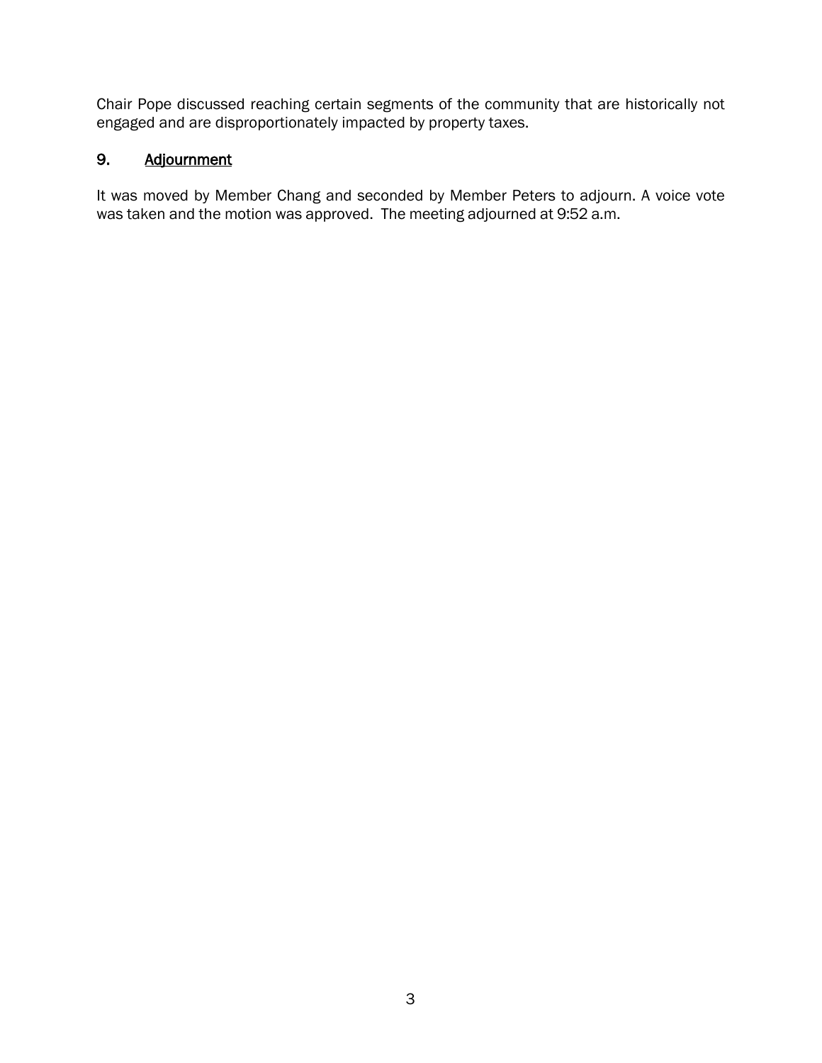Chair Pope discussed reaching certain segments of the community that are historically not engaged and are disproportionately impacted by property taxes.

## 9. Adjournment

It was moved by Member Chang and seconded by Member Peters to adjourn. A voice vote was taken and the motion was approved. The meeting adjourned at 9:52 a.m.